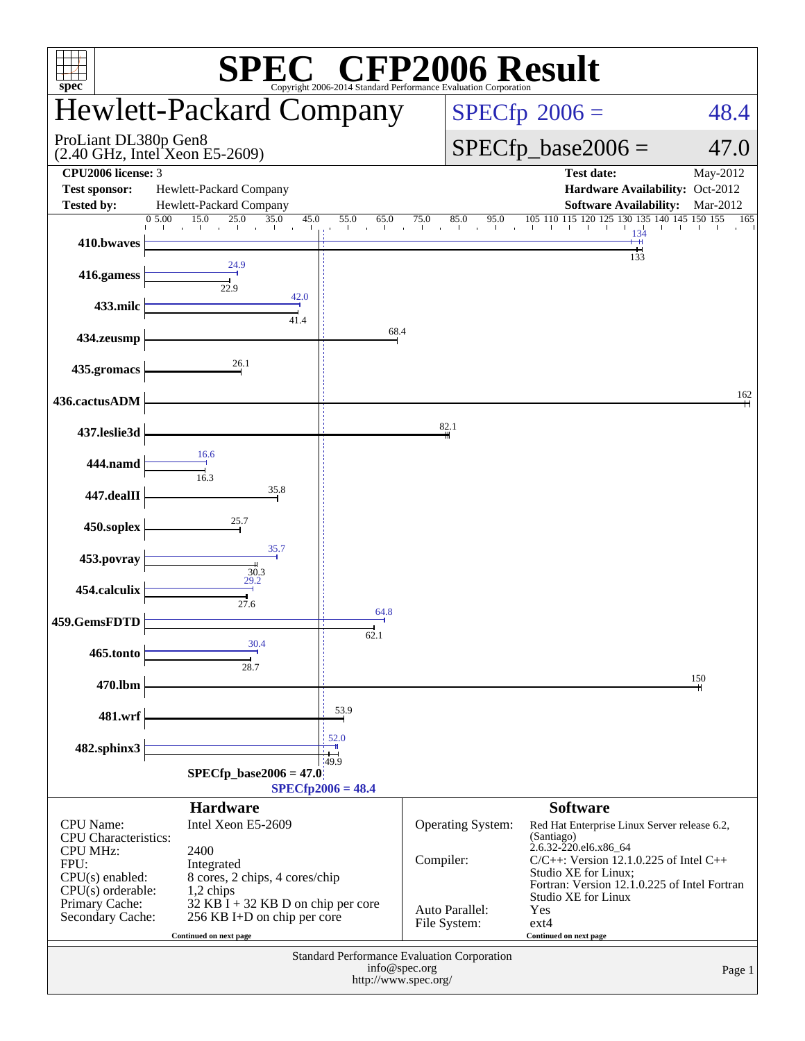# SPEC CFP2006 Result

Copyright 2006-2014 Standard Performance Evaluation Corporation

## Hewlett-Packard Company

ProLiant DL380p Gen8
(2.40 GHz, Intel Xeon E5-2609)

**SPECfp 2006 = 48.4**

**SPECfp_base2006 = 47.0**

| | | | |
|---|---|---|---|
| **CPU2006 license:** | 3 | **Test date:** | May-2012 |
| **Test sponsor:** | Hewlett-Packard Company | **Hardware Availability:** | Oct-2012 |
| **Tested by:** | Hewlett-Packard Company | **Software Availability:** | Mar-2012 |

| Benchmark | Peak | Base |
|---|---|---|
| 410.bwaves | 134 | 133 |
| 416.gamess | 24.9 | 22.9 |
| 433.milc | 42.0 | 41.4 |
| 434.zeusmp | | 68.4 |
| 435.gromacs | | 26.1 |
| 436.cactusADM | | 162 |
| 437.leslie3d | | 82.1 |
| 444.namd | 16.6 | 16.3 |
| 447.dealII | | 35.8 |
| 450.soplex | | 25.7 |
| 453.povray | 35.7 | 30.3 |
| 454.calculix | 29.2 | 27.6 |
| 459.GemsFDTD | 64.8 | 62.1 |
| 465.tonto | 30.4 | 28.7 |
| 470.lbm | | 150 |
| 481.wrf | | 53.9 |
| 482.sphinx3 | 52.0 | 49.9 |

SPECfp_base2006 = 47.0
SPECfp2006 = 48.4

### Hardware

| | |
|---|---|
| CPU Name: | Intel Xeon E5-2609 |
| CPU Characteristics: | |
| CPU MHz: | 2400 |
| FPU: | Integrated |
| CPU(s) enabled: | 8 cores, 2 chips, 4 cores/chip |
| CPU(s) orderable: | 1,2 chips |
| Primary Cache: | 32 KB I + 32 KB D on chip per core |
| Secondary Cache: | 256 KB I+D on chip per core |

Continued on next page

### Software

| | |
|---|---|
| Operating System: | Red Hat Enterprise Linux Server release 6.2, (Santiago) 2.6.32-220.el6.x86_64 |
| Compiler: | C/C++: Version 12.1.0.225 of Intel C++ Studio XE for Linux; Fortran: Version 12.1.0.225 of Intel Fortran Studio XE for Linux |
| Auto Parallel: | Yes |
| File System: | ext4 |

Continued on next page

Standard Performance Evaluation Corporation
info@spec.org
http://www.spec.org/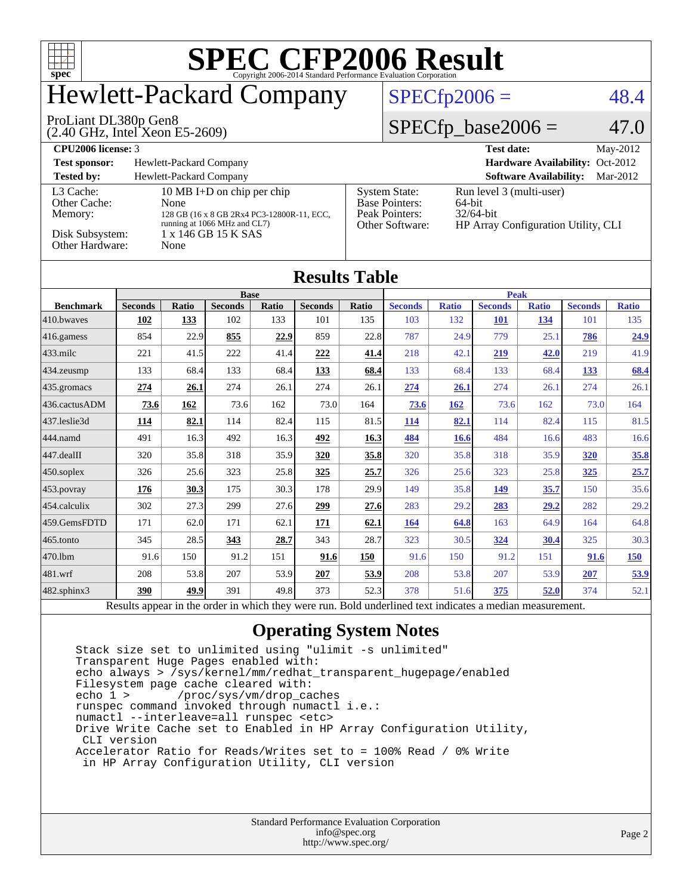# SPEC CFP2006 Result

Copyright 2006-2014 Standard Performance Evaluation Corporation

# Hewlett-Packard Company

ProLiant DL380p Gen8
(2.40 GHz, Intel Xeon E5-2609)

SPECfp2006 = 48.4

SPECfp_base2006 = 47.0

**CPU2006 license:** 3 | **Test date:** May-2012

**Test sponsor:** Hewlett-Packard Company | **Hardware Availability:** Oct-2012

**Tested by:** Hewlett-Packard Company | **Software Availability:** Mar-2012

| | |
|---|---|
| L3 Cache: | 10 MB I+D on chip per chip |
| Other Cache: | None |
| Memory: | 128 GB (16 x 8 GB 2Rx4 PC3-12800R-11, ECC, running at 1066 MHz and CL7) |
| Disk Subsystem: | 1 x 146 GB 15 K SAS |
| Other Hardware: | None |

| | |
|---|---|
| System State: | Run level 3 (multi-user) |
| Base Pointers: | 64-bit |
| Peak Pointers: | 32/64-bit |
| Other Software: | HP Array Configuration Utility, CLI |

## Results Table

| Benchmark | Base | | | | | | Peak | | | | | |
|---|---|---|---|---|---|---|---|---|---|---|---|---|
| | Seconds | Ratio | Seconds | Ratio | Seconds | Ratio | Seconds | Ratio | Seconds | Ratio | Seconds | Ratio |
| 410.bwaves | **102** | **133** | 102 | 133 | 101 | 135 | 103 | 132 | **101** | **134** | 101 | 135 |
| 416.gamess | 854 | 22.9 | **855** | **22.9** | 859 | 22.8 | 787 | 24.9 | 779 | 25.1 | **786** | **24.9** |
| 433.milc | 221 | 41.5 | 222 | 41.4 | **222** | **41.4** | 218 | 42.1 | **219** | **42.0** | 219 | 41.9 |
| 434.zeusmp | 133 | 68.4 | 133 | 68.4 | **133** | **68.4** | 133 | 68.4 | 133 | 68.4 | **133** | **68.4** |
| 435.gromacs | **274** | **26.1** | 274 | 26.1 | 274 | 26.1 | **274** | **26.1** | 274 | 26.1 | 274 | 26.1 |
| 436.cactusADM | **73.6** | **162** | 73.6 | 162 | 73.0 | 164 | **73.6** | **162** | 73.6 | 162 | 73.0 | 164 |
| 437.leslie3d | **114** | **82.1** | 114 | 82.4 | 115 | 81.5 | **114** | **82.1** | 114 | 82.4 | 115 | 81.5 |
| 444.namd | 491 | 16.3 | 492 | 16.3 | **492** | **16.3** | **484** | **16.6** | 484 | 16.6 | 483 | 16.6 |
| 447.dealII | 320 | 35.8 | 318 | 35.9 | **320** | **35.8** | 320 | 35.8 | 318 | 35.9 | **320** | **35.8** |
| 450.soplex | 326 | 25.6 | 323 | 25.8 | **325** | **25.7** | 326 | 25.6 | 323 | 25.8 | **325** | **25.7** |
| 453.povray | **176** | **30.3** | 175 | 30.3 | 178 | 29.9 | 149 | 35.8 | **149** | **35.7** | 150 | 35.6 |
| 454.calculix | 302 | 27.3 | 299 | 27.6 | **299** | **27.6** | 283 | 29.2 | **283** | **29.2** | 282 | 29.2 |
| 459.GemsFDTD | 171 | 62.0 | 171 | 62.1 | **171** | **62.1** | **164** | **64.8** | 163 | 64.9 | 164 | 64.8 |
| 465.tonto | 345 | 28.5 | **343** | **28.7** | 343 | 28.7 | 323 | 30.5 | **324** | **30.4** | 325 | 30.3 |
| 470.lbm | 91.6 | 150 | 91.2 | 151 | **91.6** | **150** | 91.6 | 150 | 91.2 | 151 | **91.6** | **150** |
| 481.wrf | 208 | 53.8 | 207 | 53.9 | **207** | **53.9** | 208 | 53.8 | 207 | 53.9 | **207** | **53.9** |
| 482.sphinx3 | **390** | **49.9** | 391 | 49.8 | 373 | 52.3 | 378 | 51.6 | **375** | **52.0** | 374 | 52.1 |

Results appear in the order in which they were run. Bold underlined text indicates a median measurement.

## Operating System Notes

```
Stack size set to unlimited using "ulimit -s unlimited"
Transparent Huge Pages enabled with:
echo always > /sys/kernel/mm/redhat_transparent_hugepage/enabled
Filesystem page cache cleared with:
echo 1 >       /proc/sys/vm/drop_caches
runspec command invoked through numactl i.e.:
numactl --interleave=all runspec <etc>
Drive Write Cache set to Enabled in HP Array Configuration Utility,
 CLI version
Accelerator Ratio for Reads/Writes set to = 100% Read / 0% Write
 in HP Array Configuration Utility, CLI version
```

Standard Performance Evaluation Corporation
info@spec.org
http://www.spec.org/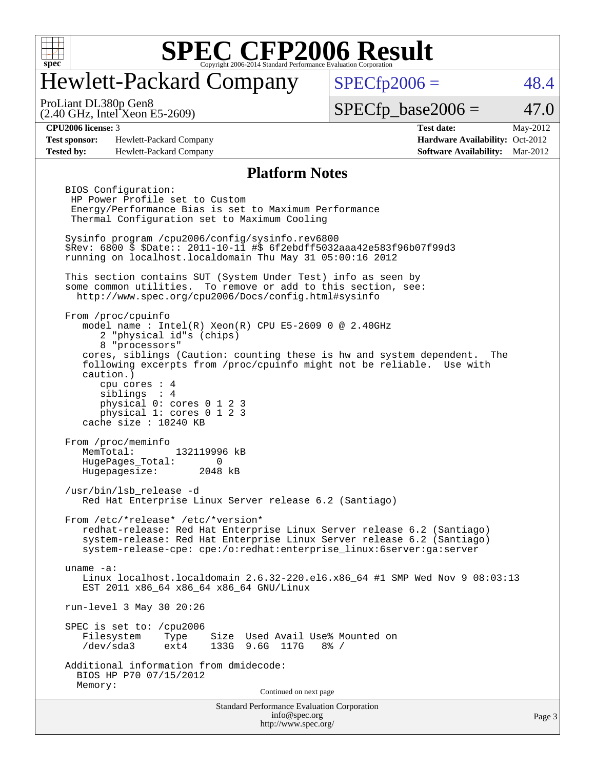# SPEC CFP2006 Result

## Hewlett-Packard Company

ProLiant DL380p Gen8
(2.40 GHz, Intel Xeon E5-2609)

SPECfp2006 = 48.4

SPECfp_base2006 = 47.0

| | | | |
|---|---|---|---|
| **CPU2006 license:** 3 | | **Test date:** | May-2012 |
| **Test sponsor:** | Hewlett-Packard Company | **Hardware Availability:** | Oct-2012 |
| **Tested by:** | Hewlett-Packard Company | **Software Availability:** | Mar-2012 |

### Platform Notes

```
BIOS Configuration:
 HP Power Profile set to Custom
 Energy/Performance Bias is set to Maximum Performance
 Thermal Configuration set to Maximum Cooling

Sysinfo program /cpu2006/config/sysinfo.rev6800
$Rev: 6800 $ $Date:: 2011-10-11 #$ 6f2ebdff5032aaa42e583f96b07f99d3
running on localhost.localdomain Thu May 31 05:00:16 2012

This section contains SUT (System Under Test) info as seen by
some common utilities.  To remove or add to this section, see:
  http://www.spec.org/cpu2006/Docs/config.html#sysinfo

From /proc/cpuinfo
   model name : Intel(R) Xeon(R) CPU E5-2609 0 @ 2.40GHz
      2 "physical id"s (chips)
      8 "processors"
   cores, siblings (Caution: counting these is hw and system dependent.  The
   following excerpts from /proc/cpuinfo might not be reliable.  Use with
   caution.)
      cpu cores : 4
      siblings  : 4
      physical 0: cores 0 1 2 3
      physical 1: cores 0 1 2 3
   cache size : 10240 KB

From /proc/meminfo
   MemTotal:       132119996 kB
   HugePages_Total:       0
   Hugepagesize:       2048 kB

/usr/bin/lsb_release -d
   Red Hat Enterprise Linux Server release 6.2 (Santiago)

From /etc/*release* /etc/*version*
   redhat-release: Red Hat Enterprise Linux Server release 6.2 (Santiago)
   system-release: Red Hat Enterprise Linux Server release 6.2 (Santiago)
   system-release-cpe: cpe:/o:redhat:enterprise_linux:6server:ga:server

uname -a:
   Linux localhost.localdomain 2.6.32-220.el6.x86_64 #1 SMP Wed Nov 9 08:03:13
   EST 2011 x86_64 x86_64 x86_64 GNU/Linux

run-level 3 May 30 20:26

SPEC is set to: /cpu2006
   Filesystem    Type    Size  Used Avail Use% Mounted on
   /dev/sda3     ext4    133G  9.6G  117G   8% /

Additional information from dmidecode:
  BIOS HP P70 07/15/2012
  Memory:
```

Continued on next page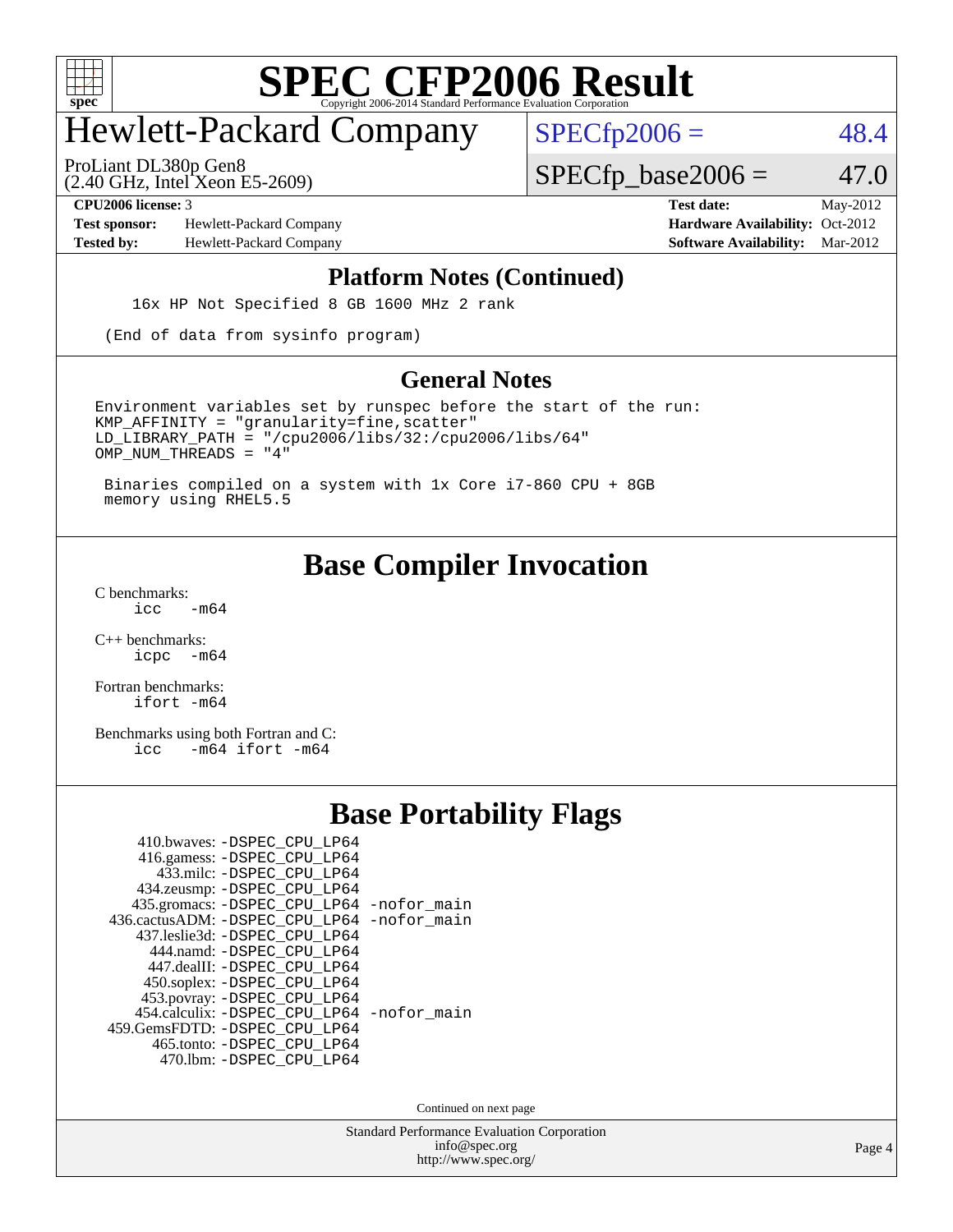# SPEC CFP2006 Result

Copyright 2006-2014 Standard Performance Evaluation Corporation

## Hewlett-Packard Company

ProLiant DL380p Gen8
(2.40 GHz, Intel Xeon E5-2609)

SPECfp2006 = 48.4

SPECfp_base2006 = 47.0

| | | | |
|---|---|---|---|
| **CPU2006 license:** 3 | | **Test date:** | May-2012 |
| **Test sponsor:** | Hewlett-Packard Company | **Hardware Availability:** | Oct-2012 |
| **Tested by:** | Hewlett-Packard Company | **Software Availability:** | Mar-2012 |

### Platform Notes (Continued)

```
    16x HP Not Specified 8 GB 1600 MHz 2 rank

  (End of data from sysinfo program)
```

### General Notes

```
Environment variables set by runspec before the start of the run:
KMP_AFFINITY = "granularity=fine,scatter"
LD_LIBRARY_PATH = "/cpu2006/libs/32:/cpu2006/libs/64"
OMP_NUM_THREADS = "4"

 Binaries compiled on a system with 1x Core i7-860 CPU + 8GB
 memory using RHEL5.5
```

## Base Compiler Invocation

C benchmarks:
```
icc   -m64
```

C++ benchmarks:
```
icpc  -m64
```

Fortran benchmarks:
```
ifort -m64
```

Benchmarks using both Fortran and C:
```
icc   -m64 ifort -m64
```

## Base Portability Flags

```
   410.bwaves: -DSPEC_CPU_LP64
   416.gamess: -DSPEC_CPU_LP64
     433.milc: -DSPEC_CPU_LP64
   434.zeusmp: -DSPEC_CPU_LP64
  435.gromacs: -DSPEC_CPU_LP64 -nofor_main
 436.cactusADM: -DSPEC_CPU_LP64 -nofor_main
  437.leslie3d: -DSPEC_CPU_LP64
     444.namd: -DSPEC_CPU_LP64
   447.dealII: -DSPEC_CPU_LP64
   450.soplex: -DSPEC_CPU_LP64
   453.povray: -DSPEC_CPU_LP64
  454.calculix: -DSPEC_CPU_LP64 -nofor_main
 459.GemsFDTD: -DSPEC_CPU_LP64
    465.tonto: -DSPEC_CPU_LP64
      470.lbm: -DSPEC_CPU_LP64
```

Continued on next page

Standard Performance Evaluation Corporation
info@spec.org
http://www.spec.org/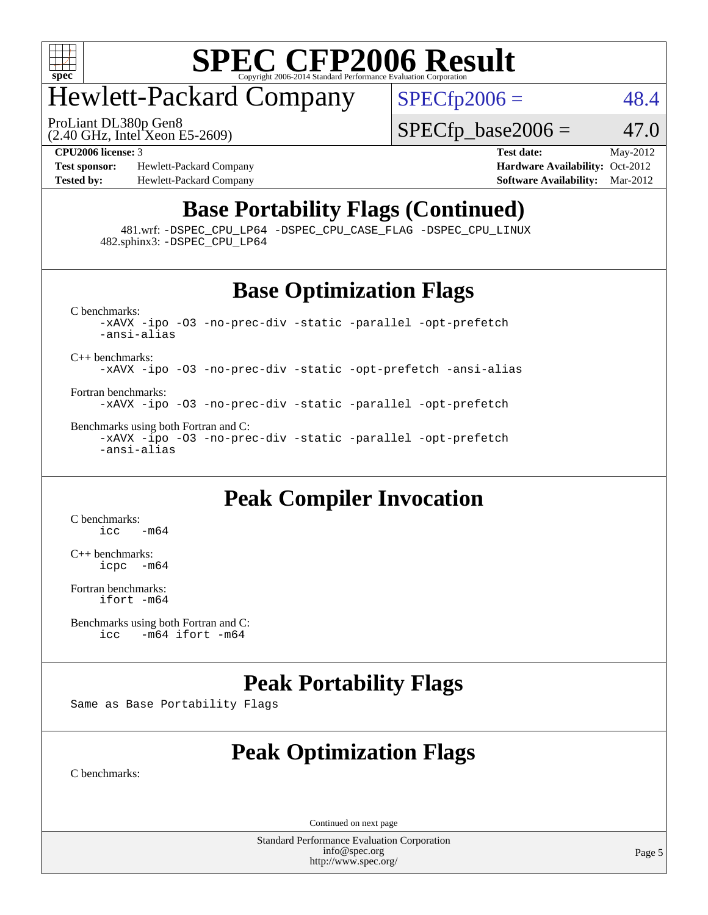# SPEC CFP2006 Result

Copyright 2006-2014 Standard Performance Evaluation Corporation

## Hewlett-Packard Company

ProLiant DL380p Gen8
(2.40 GHz, Intel Xeon E5-2609)

SPECfp2006 = 48.4

SPECfp_base2006 = 47.0

**CPU2006 license:** 3
**Test sponsor:** Hewlett-Packard Company
**Tested by:** Hewlett-Packard Company

**Test date:** May-2012
**Hardware Availability:** Oct-2012
**Software Availability:** Mar-2012

## Base Portability Flags (Continued)

481.wrf: -DSPEC_CPU_LP64 -DSPEC_CPU_CASE_FLAG -DSPEC_CPU_LINUX
482.sphinx3: -DSPEC_CPU_LP64

## Base Optimization Flags

C benchmarks:
```
-xAVX -ipo -O3 -no-prec-div -static -parallel -opt-prefetch
-ansi-alias
```

C++ benchmarks:
```
-xAVX -ipo -O3 -no-prec-div -static -opt-prefetch -ansi-alias
```

Fortran benchmarks:
```
-xAVX -ipo -O3 -no-prec-div -static -parallel -opt-prefetch
```

Benchmarks using both Fortran and C:
```
-xAVX -ipo -O3 -no-prec-div -static -parallel -opt-prefetch
-ansi-alias
```

## Peak Compiler Invocation

C benchmarks:
```
icc  -m64
```

C++ benchmarks:
```
icpc  -m64
```

Fortran benchmarks:
```
ifort -m64
```

Benchmarks using both Fortran and C:
```
icc  -m64 ifort -m64
```

## Peak Portability Flags

Same as Base Portability Flags

## Peak Optimization Flags

C benchmarks:

Continued on next page

Standard Performance Evaluation Corporation
info@spec.org
http://www.spec.org/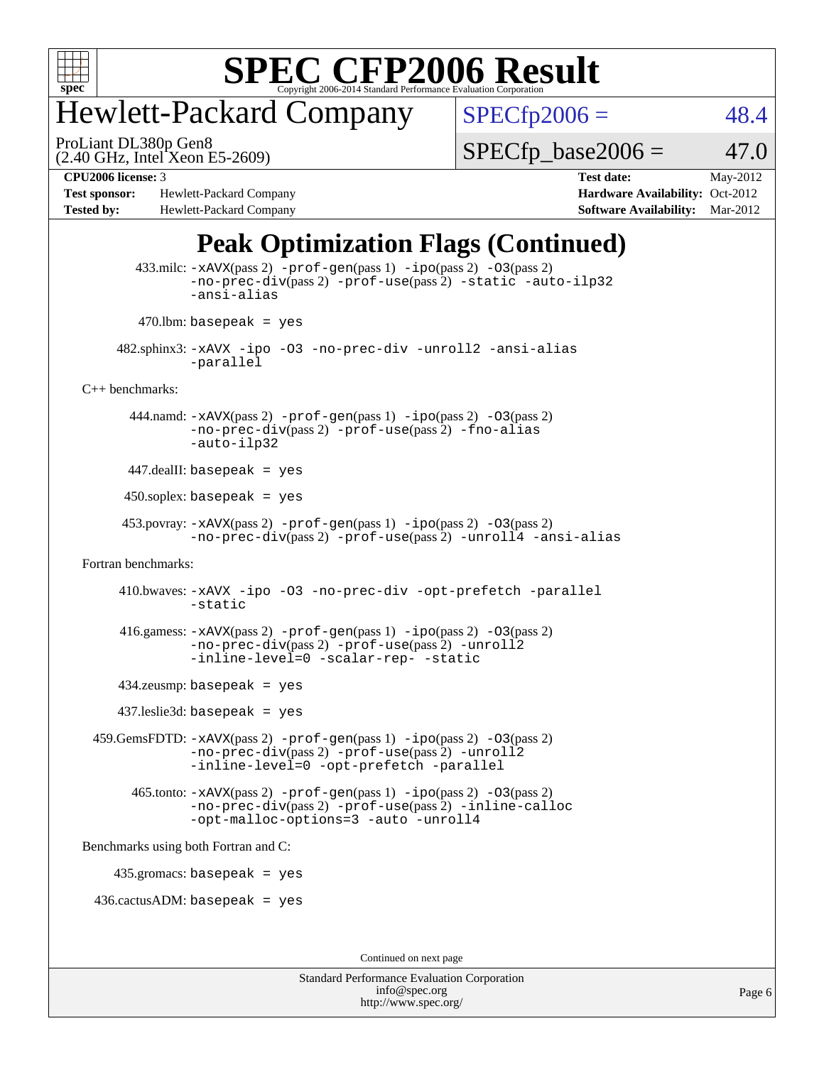# Peak Optimization Flags (Continued)

433.milc: -xAVX(pass 2) -prof-gen(pass 1) -ipo(pass 2) -O3(pass 2) -no-prec-div(pass 2) -prof-use(pass 2) -static -auto-ilp32 -ansi-alias

470.lbm: basepeak = yes

482.sphinx3: -xAVX -ipo -O3 -no-prec-div -unroll2 -ansi-alias -parallel

C++ benchmarks:

444.namd: -xAVX(pass 2) -prof-gen(pass 1) -ipo(pass 2) -O3(pass 2) -no-prec-div(pass 2) -prof-use(pass 2) -fno-alias -auto-ilp32

447.dealII: basepeak = yes

450.soplex: basepeak = yes

453.povray: -xAVX(pass 2) -prof-gen(pass 1) -ipo(pass 2) -O3(pass 2) -no-prec-div(pass 2) -prof-use(pass 2) -unroll4 -ansi-alias

Fortran benchmarks:

410.bwaves: -xAVX -ipo -O3 -no-prec-div -opt-prefetch -parallel -static

416.gamess: -xAVX(pass 2) -prof-gen(pass 1) -ipo(pass 2) -O3(pass 2) -no-prec-div(pass 2) -prof-use(pass 2) -unroll2 -inline-level=0 -scalar-rep- -static

434.zeusmp: basepeak = yes

437.leslie3d: basepeak = yes

459.GemsFDTD: -xAVX(pass 2) -prof-gen(pass 1) -ipo(pass 2) -O3(pass 2) -no-prec-div(pass 2) -prof-use(pass 2) -unroll2 -inline-level=0 -opt-prefetch -parallel

465.tonto: -xAVX(pass 2) -prof-gen(pass 1) -ipo(pass 2) -O3(pass 2) -no-prec-div(pass 2) -prof-use(pass 2) -inline-calloc -opt-malloc-options=3 -auto -unroll4

Benchmarks using both Fortran and C:

435.gromacs: basepeak = yes

436.cactusADM: basepeak = yes

Continued on next page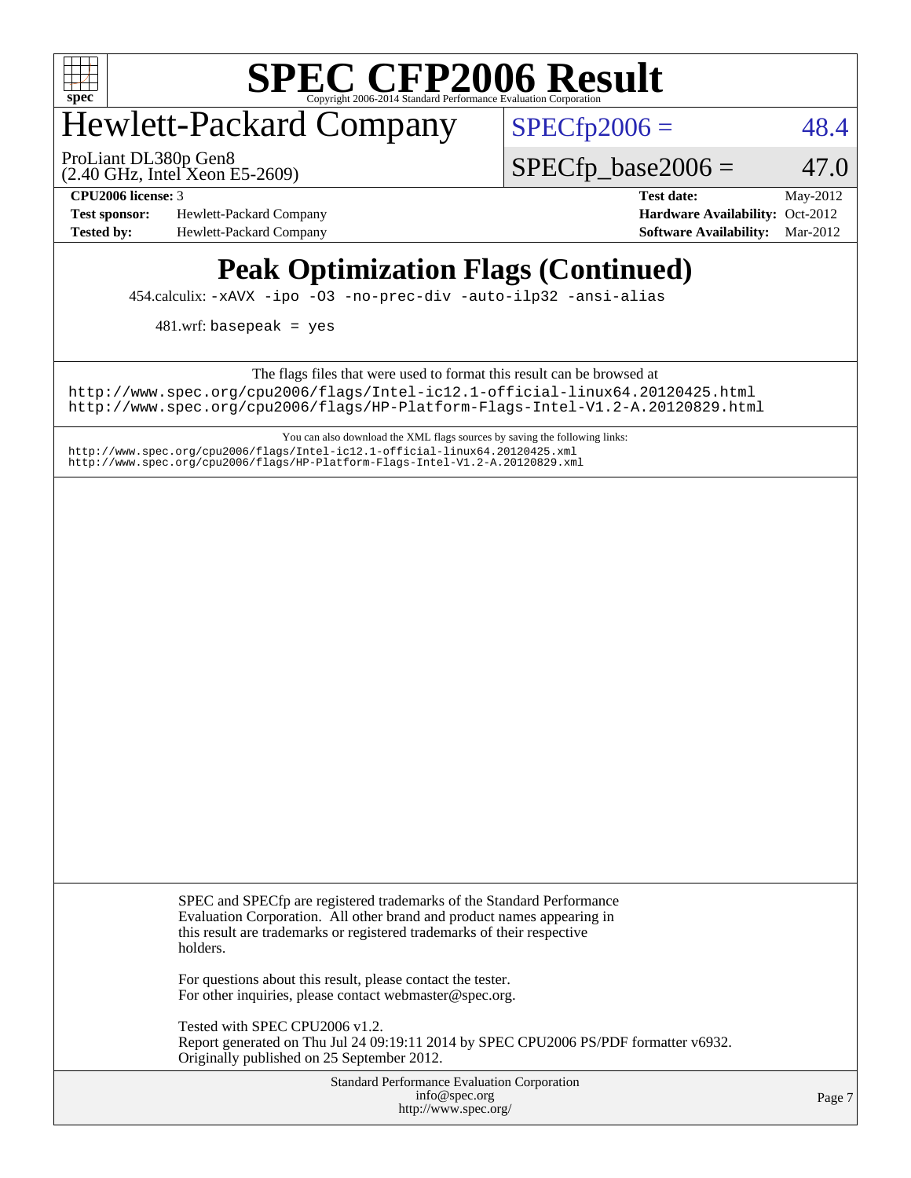# Peak Optimization Flags (Continued)

454.calculix: -xAVX -ipo -O3 -no-prec-div -auto-ilp32 -ansi-alias

481.wrf: basepeak = yes

The flags files that were used to format this result can be browsed at
http://www.spec.org/cpu2006/flags/Intel-ic12.1-official-linux64.20120425.html
http://www.spec.org/cpu2006/flags/HP-Platform-Flags-Intel-V1.2-A.20120829.html

You can also download the XML flags sources by saving the following links:
http://www.spec.org/cpu2006/flags/Intel-ic12.1-official-linux64.20120425.xml
http://www.spec.org/cpu2006/flags/HP-Platform-Flags-Intel-V1.2-A.20120829.xml

SPEC and SPECfp are registered trademarks of the Standard Performance Evaluation Corporation. All other brand and product names appearing in this result are trademarks or registered trademarks of their respective holders.

For questions about this result, please contact the tester.
For other inquiries, please contact webmaster@spec.org.

Tested with SPEC CPU2006 v1.2.
Report generated on Thu Jul 24 09:19:11 2014 by SPEC CPU2006 PS/PDF formatter v6932.
Originally published on 25 September 2012.